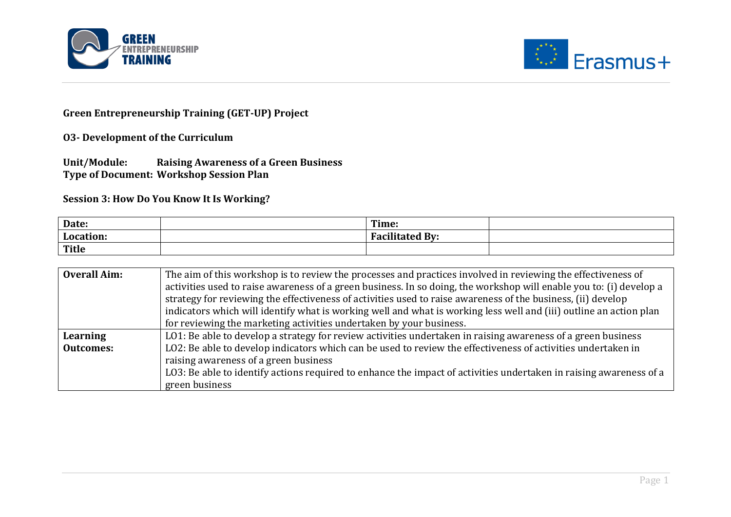**Green Entrepreneurship Training (GET-UP) Project**

**O3- Development of the Curriculum**

**Unit/Module:** **Raising Awareness of a Green Business**
**Type of Document:** **Workshop Session Plan**

**Session 3: How Do You Know It Is Working?**

| **Date:** | | **Time:** | |
|---|---|---|---|
| **Location:** | | **Facilitated By:** | |
| **Title** | | | |

| **Overall Aim:** | The aim of this workshop is to review the processes and practices involved in reviewing the effectiveness of activities used to raise awareness of a green business. In so doing, the workshop will enable you to: (i) develop a strategy for reviewing the effectiveness of activities used to raise awareness of the business, (ii) develop indicators which will identify what is working well and what is working less well and (iii) outline an action plan for reviewing the marketing activities undertaken by your business. |
|---|---|
| **Learning Outcomes:** | LO1: Be able to develop a strategy for review activities undertaken in raising awareness of a green business<br>LO2: Be able to develop indicators which can be used to review the effectiveness of activities undertaken in raising awareness of a green business<br>LO3: Be able to identify actions required to enhance the impact of activities undertaken in raising awareness of a green business |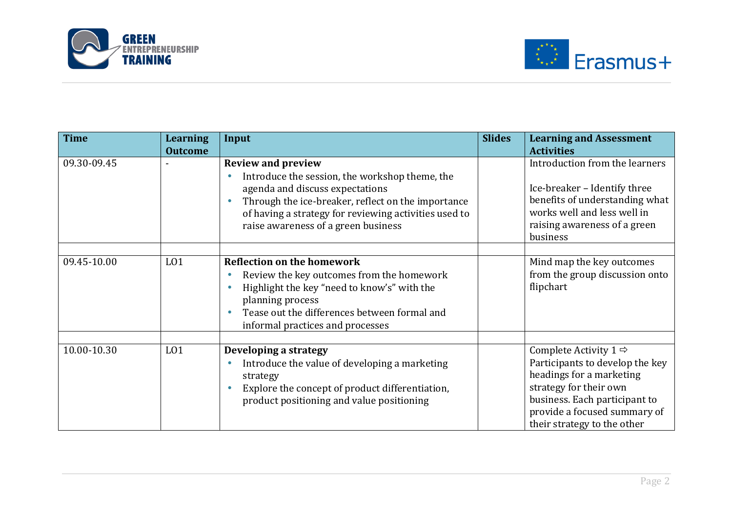| Time | Learning Outcome | Input | Slides | Learning and Assessment Activities |
|---|---|---|---|---|
| 09.30-09.45 | - | **Review and preview**<br>• Introduce the session, the workshop theme, the agenda and discuss expectations<br>• Through the ice-breaker, reflect on the importance of having a strategy for reviewing activities used to raise awareness of a green business | | Introduction from the learners<br><br>Ice-breaker – Identify three benefits of understanding what works well and less well in raising awareness of a green business |
| | | | | |
| 09.45-10.00 | LO1 | **Reflection on the homework**<br>• Review the key outcomes from the homework<br>• Highlight the key "need to know's" with the planning process<br>• Tease out the differences between formal and informal practices and processes | | Mind map the key outcomes from the group discussion onto flipchart |
| | | | | |
| 10.00-10.30 | LO1 | **Developing a strategy**<br>• Introduce the value of developing a marketing strategy<br>• Explore the concept of product differentiation, product positioning and value positioning | | Complete Activity 1 ⇨ Participants to develop the key headings for a marketing strategy for their own business. Each participant to provide a focused summary of their strategy to the other |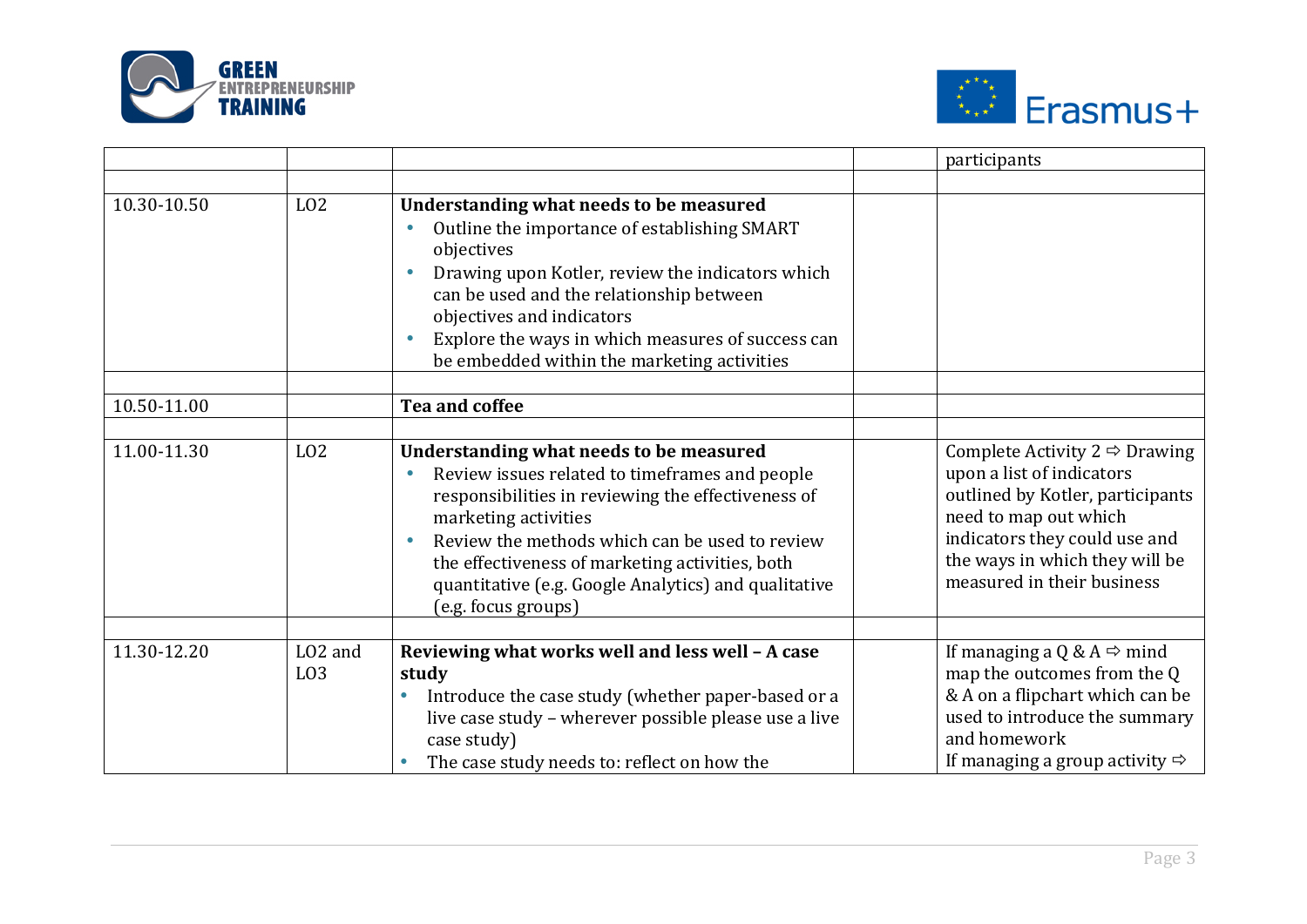| | | | | participants |
|---|---|---|---|---|
| | | | | |
| 10.30-10.50 | LO2 | **Understanding what needs to be measured**<br>• Outline the importance of establishing SMART objectives<br>• Drawing upon Kotler, review the indicators which can be used and the relationship between objectives and indicators<br>• Explore the ways in which measures of success can be embedded within the marketing activities | | |
| | | | | |
| 10.50-11.00 | | **Tea and coffee** | | |
| | | | | |
| 11.00-11.30 | LO2 | **Understanding what needs to be measured**<br>• Review issues related to timeframes and people responsibilities in reviewing the effectiveness of marketing activities<br>• Review the methods which can be used to review the effectiveness of marketing activities, both quantitative (e.g. Google Analytics) and qualitative (e.g. focus groups) | | Complete Activity 2 ⇨ Drawing upon a list of indicators outlined by Kotler, participants need to map out which indicators they could use and the ways in which they will be measured in their business |
| | | | | |
| 11.30-12.20 | LO2 and LO3 | **Reviewing what works well and less well – A case study**<br>• Introduce the case study (whether paper-based or a live case study – wherever possible please use a live case study)<br>• The case study needs to: reflect on how the | | If managing a Q & A ⇨ mind map the outcomes from the Q & A on a flipchart which can be used to introduce the summary and homework<br>If managing a group activity ⇨ |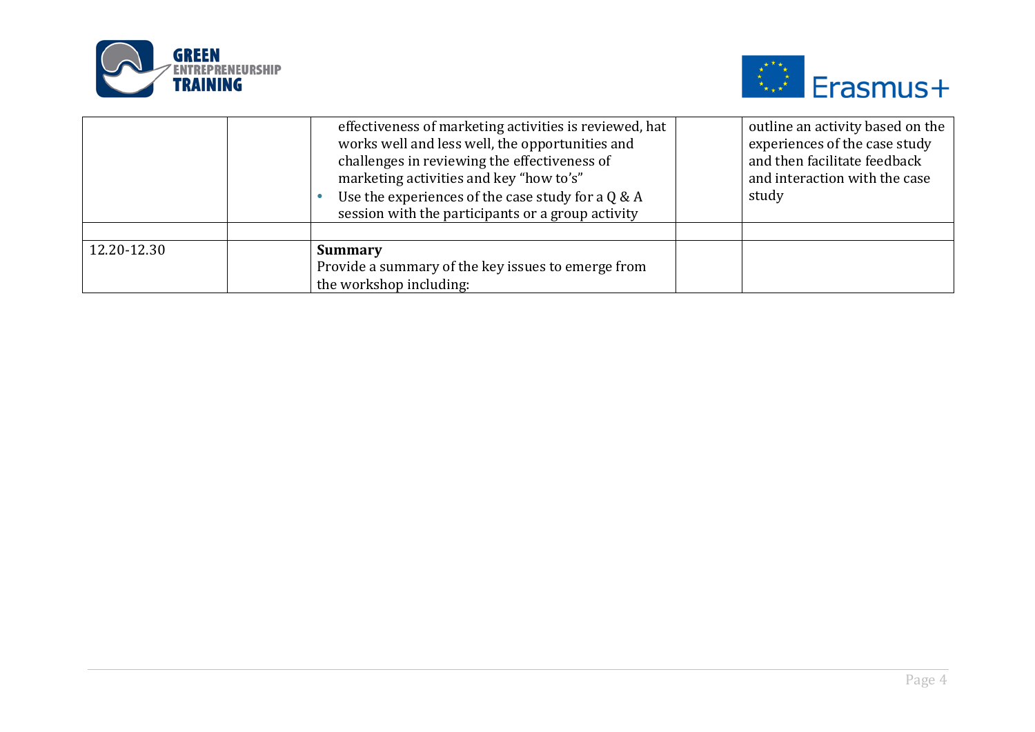| | | | | |
|---|---|---|---|---|
| | | effectiveness of marketing activities is reviewed, hat works well and less well, the opportunities and challenges in reviewing the effectiveness of marketing activities and key "how to's"<br>• Use the experiences of the case study for a Q & A session with the participants or a group activity | | outline an activity based on the experiences of the case study and then facilitate feedback and interaction with the case study |
| | | | | |
| 12.20-12.30 | | **Summary**<br>Provide a summary of the key issues to emerge from the workshop including: | | |